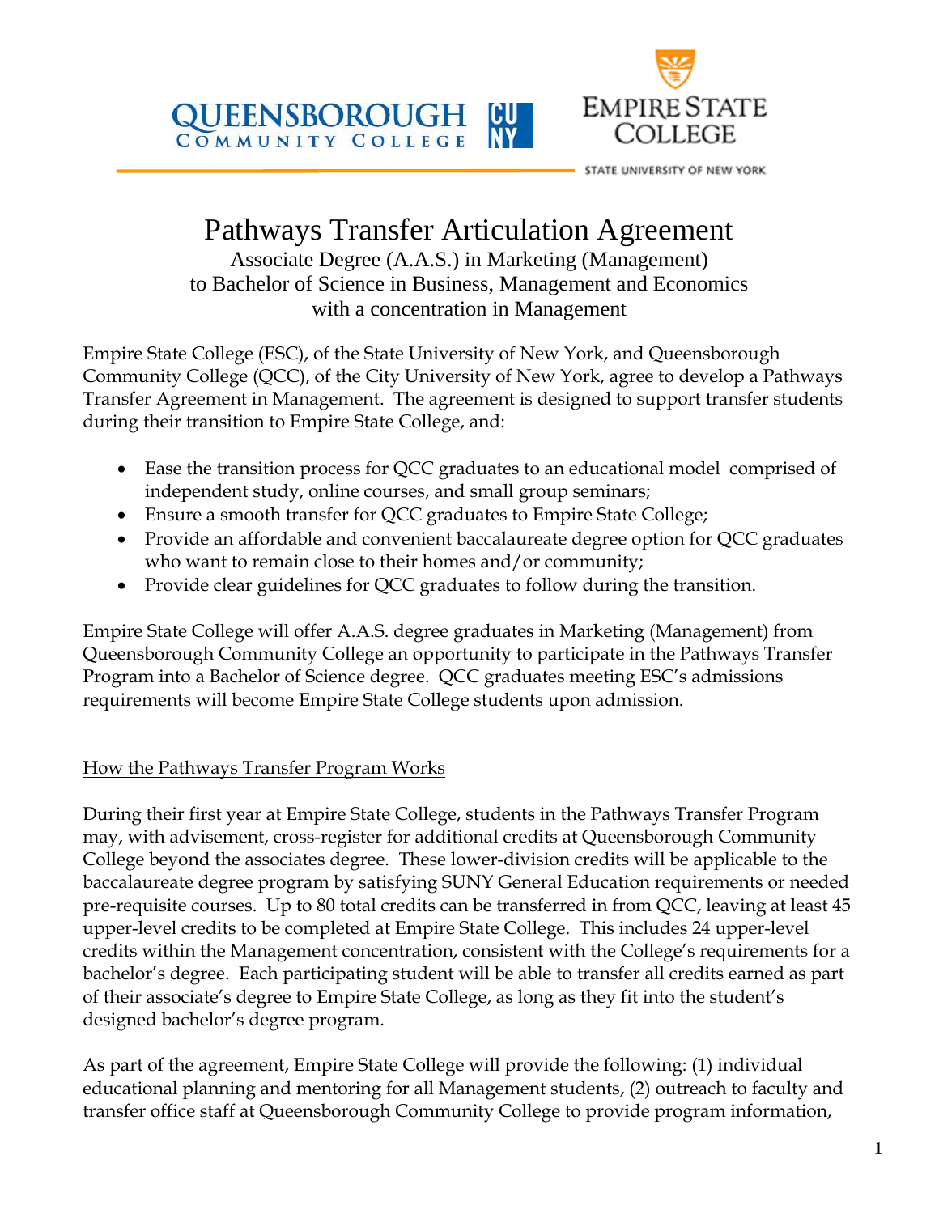QUEENSBOROUGH COMMUNITY COLLEGE CUNY

EMPIRE STATE COLLEGE
STATE UNIVERSITY OF NEW YORK

# Pathways Transfer Articulation Agreement

Associate Degree (A.A.S.) in Marketing (Management)
to Bachelor of Science in Business, Management and Economics
with a concentration in Management

Empire State College (ESC), of the State University of New York, and Queensborough Community College (QCC), of the City University of New York, agree to develop a Pathways Transfer Agreement in Management. The agreement is designed to support transfer students during their transition to Empire State College, and:

- Ease the transition process for QCC graduates to an educational model comprised of independent study, online courses, and small group seminars;
- Ensure a smooth transfer for QCC graduates to Empire State College;
- Provide an affordable and convenient baccalaureate degree option for QCC graduates who want to remain close to their homes and/or community;
- Provide clear guidelines for QCC graduates to follow during the transition.

Empire State College will offer A.A.S. degree graduates in Marketing (Management) from Queensborough Community College an opportunity to participate in the Pathways Transfer Program into a Bachelor of Science degree. QCC graduates meeting ESC's admissions requirements will become Empire State College students upon admission.

## How the Pathways Transfer Program Works

During their first year at Empire State College, students in the Pathways Transfer Program may, with advisement, cross-register for additional credits at Queensborough Community College beyond the associates degree. These lower-division credits will be applicable to the baccalaureate degree program by satisfying SUNY General Education requirements or needed pre-requisite courses. Up to 80 total credits can be transferred in from QCC, leaving at least 45 upper-level credits to be completed at Empire State College. This includes 24 upper-level credits within the Management concentration, consistent with the College's requirements for a bachelor's degree. Each participating student will be able to transfer all credits earned as part of their associate's degree to Empire State College, as long as they fit into the student's designed bachelor's degree program.

As part of the agreement, Empire State College will provide the following: (1) individual educational planning and mentoring for all Management students, (2) outreach to faculty and transfer office staff at Queensborough Community College to provide program information,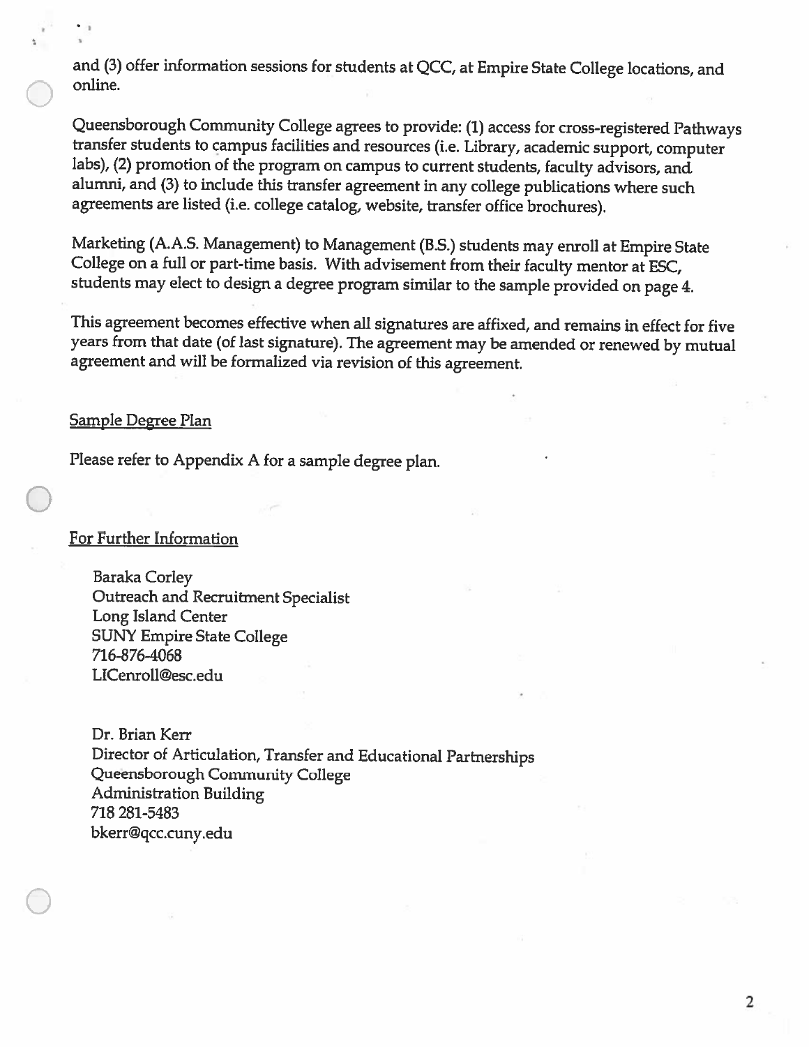and (3) offer information sessions for students at QCC, at Empire State College locations, and online.

Queensborough Community College agrees to provide: (1) access for cross-registered Pathways transfer students to campus facilities and resources (i.e. Library, academic support, computer labs), (2) promotion of the program on campus to current students, faculty advisors, and alumni, and (3) to include this transfer agreement in any college publications where such agreements are listed (i.e. college catalog, website, transfer office brochures).

Marketing (A.A.S. Management) to Management (B.S.) students may enroll at Empire State College on a full or part-time basis. With advisement from their faculty mentor at ESC, students may elect to design a degree program similar to the sample provided on page 4.

This agreement becomes effective when all signatures are affixed, and remains in effect for five years from that date (of last signature). The agreement may be amended or renewed by mutual agreement and will be formalized via revision of this agreement.

## Sample Degree Plan

Please refer to Appendix A for a sample degree plan.

## For Further Information

Baraka Corley
Outreach and Recruitment Specialist
Long Island Center
SUNY Empire State College
716-876-4068
LICenroll@esc.edu

Dr. Brian Kerr
Director of Articulation, Transfer and Educational Partnerships
Queensborough Community College
Administration Building
718 281-5483
bkerr@qcc.cuny.edu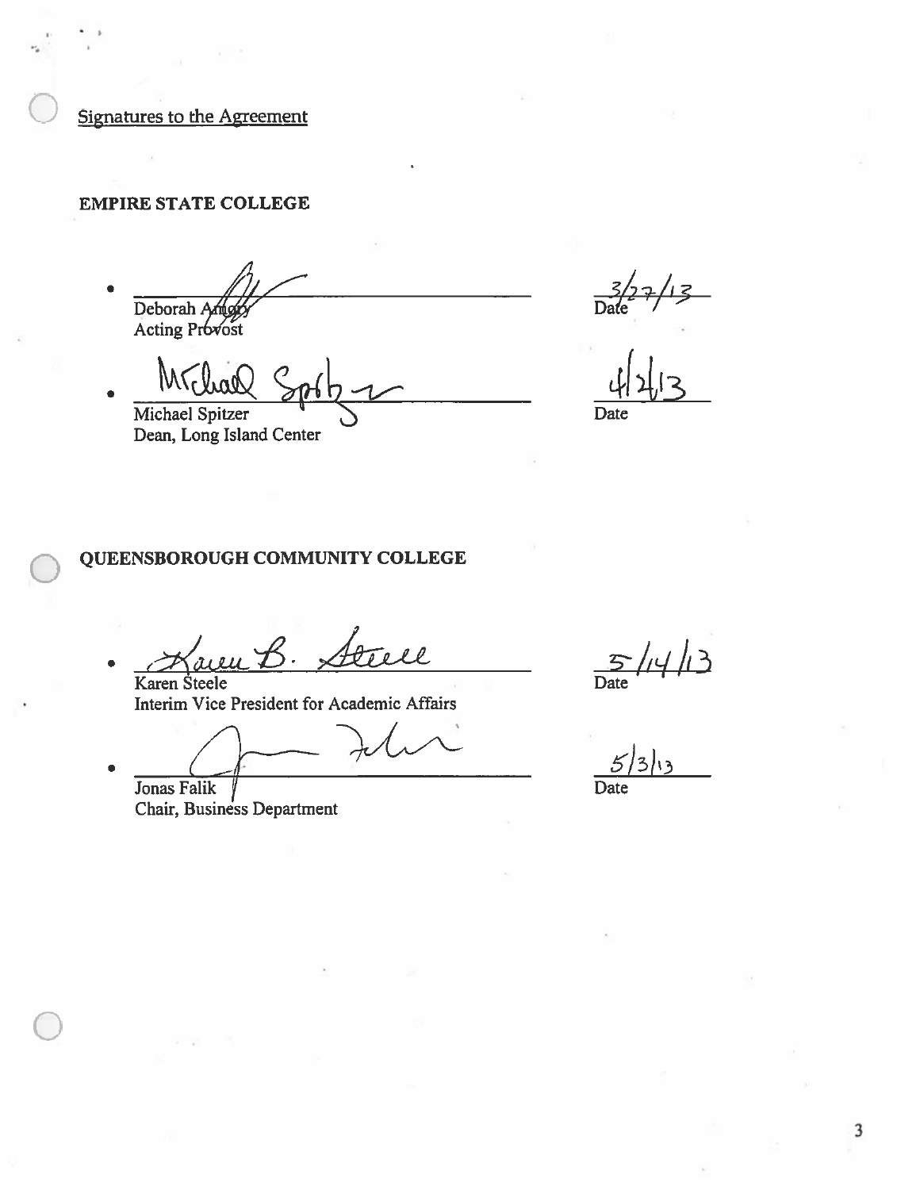Signatures to the Agreement

**EMPIRE STATE COLLEGE**

- ______________________________ Deborah Amory, Acting Provost — 3/27/13 Date
- ______________________________ Michael Spitzer, Dean, Long Island Center — 4/2/13 Date

**QUEENSBOROUGH COMMUNITY COLLEGE**

- ______________________________ Karen Steele, Interim Vice President for Academic Affairs — 5/14/13 Date
- ______________________________ Jonas Falik, Chair, Business Department — 5/3/13 Date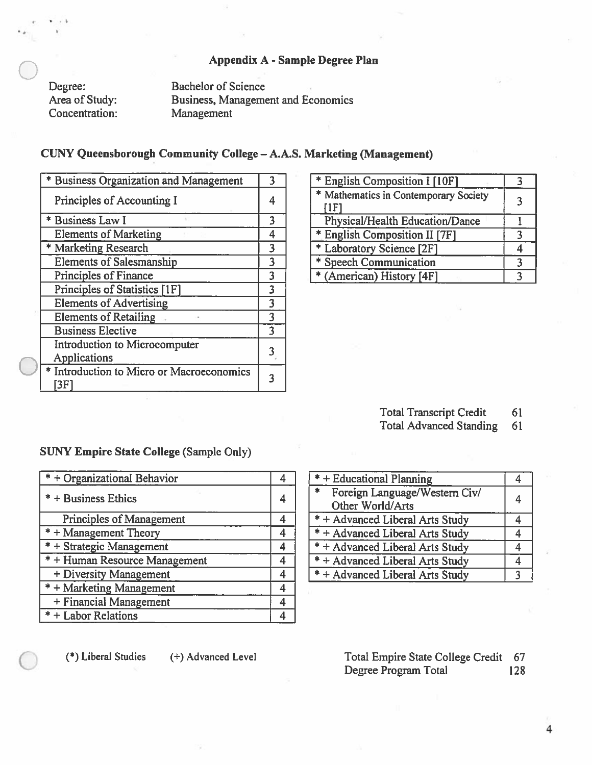## Appendix A - Sample Degree Plan

Degree: Bachelor of Science
Area of Study: Business, Management and Economics
Concentration: Management

### CUNY Queensborough Community College – A.A.S. Marketing (Management)

| Course | Credits |
|---|---|
| * Business Organization and Management | 3 |
| Principles of Accounting I | 4 |
| * Business Law I | 3 |
| Elements of Marketing | 4 |
| * Marketing Research | 3 |
| Elements of Salesmanship | 3 |
| Principles of Finance | 3 |
| Principles of Statistics [1F] | 3 |
| Elements of Advertising | 3 |
| Elements of Retailing | 3 |
| Business Elective | 3 |
| Introduction to Microcomputer Applications | 3 |
| * Introduction to Micro or Macroeconomics [3F] | 3 |

| Course | Credits |
|---|---|
| * English Composition I [10F] | 3 |
| * Mathematics in Contemporary Society [1F] | 3 |
| Physical/Health Education/Dance | 1 |
| * English Composition II [7F] | 3 |
| * Laboratory Science [2F] | 4 |
| * Speech Communication | 3 |
| * (American) History [4F] | 3 |

Total Transcript Credit 61
Total Advanced Standing 61

### SUNY Empire State College (Sample Only)

| Course | Credits |
|---|---|
| * + Organizational Behavior | 4 |
| * + Business Ethics | 4 |
| Principles of Management | 4 |
| * + Management Theory | 4 |
| * + Strategic Management | 4 |
| * + Human Resource Management | 4 |
| + Diversity Management | 4 |
| * + Marketing Management | 4 |
| + Financial Management | 4 |
| * + Labor Relations | 4 |

| Course | Credits |
|---|---|
| * + Educational Planning | 4 |
| * Foreign Language/Western Civ/ Other World/Arts | 4 |
| * + Advanced Liberal Arts Study | 4 |
| * + Advanced Liberal Arts Study | 4 |
| * + Advanced Liberal Arts Study | 4 |
| * + Advanced Liberal Arts Study | 4 |
| * + Advanced Liberal Arts Study | 3 |

(*) Liberal Studies (+) Advanced Level

Total Empire State College Credit 67
Degree Program Total 128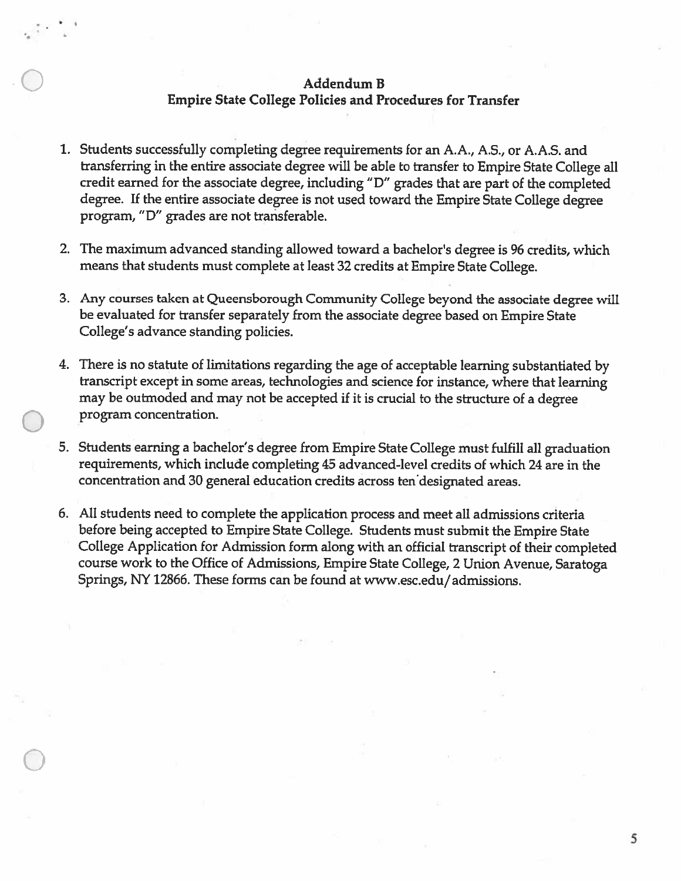## Addendum B
## Empire State College Policies and Procedures for Transfer

1. Students successfully completing degree requirements for an A.A., A.S., or A.A.S. and transferring in the entire associate degree will be able to transfer to Empire State College all credit earned for the associate degree, including "D" grades that are part of the completed degree. If the entire associate degree is not used toward the Empire State College degree program, "D" grades are not transferable.

2. The maximum advanced standing allowed toward a bachelor's degree is 96 credits, which means that students must complete at least 32 credits at Empire State College.

3. Any courses taken at Queensborough Community College beyond the associate degree will be evaluated for transfer separately from the associate degree based on Empire State College's advance standing policies.

4. There is no statute of limitations regarding the age of acceptable learning substantiated by transcript except in some areas, technologies and science for instance, where that learning may be outmoded and may not be accepted if it is crucial to the structure of a degree program concentration.

5. Students earning a bachelor's degree from Empire State College must fulfill all graduation requirements, which include completing 45 advanced-level credits of which 24 are in the concentration and 30 general education credits across ten designated areas.

6. All students need to complete the application process and meet all admissions criteria before being accepted to Empire State College. Students must submit the Empire State College Application for Admission form along with an official transcript of their completed course work to the Office of Admissions, Empire State College, 2 Union Avenue, Saratoga Springs, NY 12866. These forms can be found at www.esc.edu/admissions.